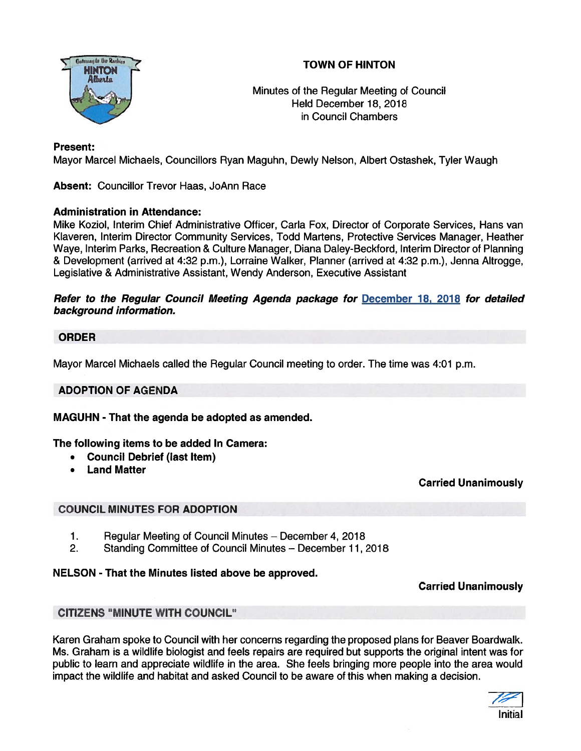# TOWN OF HINTON

Minutes of the Regular Meeting of Council
Held December 18, 2018
in Council Chambers

**Present:**
Mayor Marcel Michaels, Councillors Ryan Maguhn, Dewly Nelson, Albert Ostashek, Tyler Waugh

**Absent:** Councillor Trevor Haas, JoAnn Race

**Administration in Attendance:**
Mike Koziol, Interim Chief Administrative Officer, Carla Fox, Director of Corporate Services, Hans van Klaveren, Interim Director Community Services, Todd Martens, Protective Services Manager, Heather Waye, Interim Parks, Recreation & Culture Manager, Diana Daley-Beckford, Interim Director of Planning & Development (arrived at 4:32 p.m.), Lorraine Walker, Planner (arrived at 4:32 p.m.), Jenna Altrogge, Legislative & Administrative Assistant, Wendy Anderson, Executive Assistant

***Refer to the Regular Council Meeting Agenda package for December 18, 2018 for detailed background information.***

## ORDER

Mayor Marcel Michaels called the Regular Council meeting to order. The time was 4:01 p.m.

## ADOPTION OF AGENDA

**MAGUHN - That the agenda be adopted as amended.**

**The following items to be added In Camera:**

- **Council Debrief (last Item)**
- **Land Matter**

**Carried Unanimously**

## COUNCIL MINUTES FOR ADOPTION

1. Regular Meeting of Council Minutes – December 4, 2018
2. Standing Committee of Council Minutes – December 11, 2018

**NELSON - That the Minutes listed above be approved.**

**Carried Unanimously**

## CITIZENS "MINUTE WITH COUNCIL"

Karen Graham spoke to Council with her concerns regarding the proposed plans for Beaver Boardwalk. Ms. Graham is a wildlife biologist and feels repairs are required but supports the original intent was for public to learn and appreciate wildlife in the area. She feels bringing more people into the area would impact the wildlife and habitat and asked Council to be aware of this when making a decision.

Initial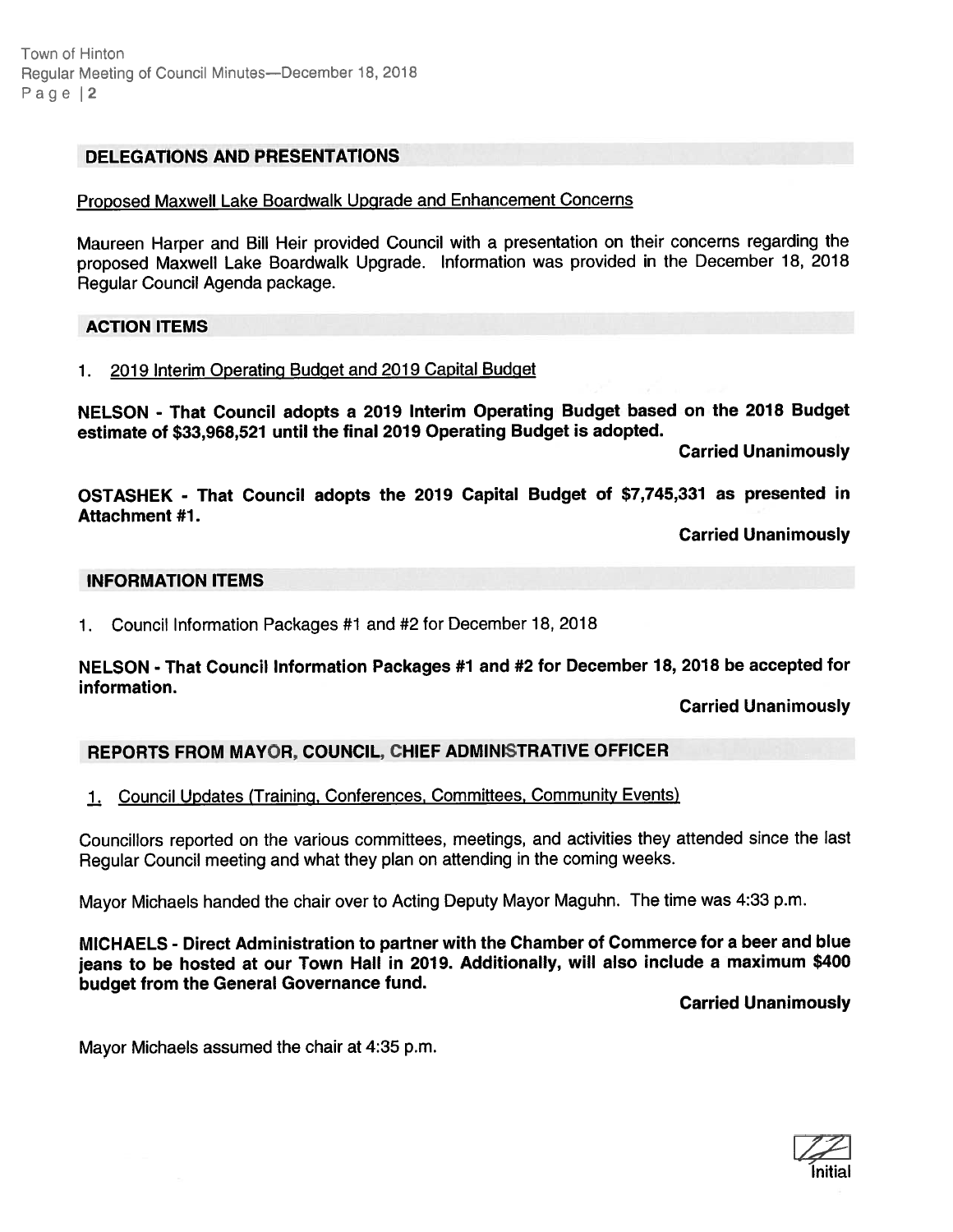## DELEGATIONS AND PRESENTATIONS

Proposed Maxwell Lake Boardwalk Upgrade and Enhancement Concerns

Maureen Harper and Bill Heir provided Council with a presentation on their concerns regarding the proposed Maxwell Lake Boardwalk Upgrade. Information was provided in the December 18, 2018 Regular Council Agenda package.

## ACTION ITEMS

1. 2019 Interim Operating Budget and 2019 Capital Budget

**NELSON - That Council adopts a 2019 Interim Operating Budget based on the 2018 Budget estimate of $33,968,521 until the final 2019 Operating Budget is adopted.**

**Carried Unanimously**

**OSTASHEK - That Council adopts the 2019 Capital Budget of $7,745,331 as presented in Attachment #1.**

**Carried Unanimously**

## INFORMATION ITEMS

1. Council Information Packages #1 and #2 for December 18, 2018

**NELSON - That Council Information Packages #1 and #2 for December 18, 2018 be accepted for information.**

**Carried Unanimously**

## REPORTS FROM MAYOR, COUNCIL, CHIEF ADMINISTRATIVE OFFICER

1. Council Updates (Training, Conferences, Committees, Community Events)

Councillors reported on the various committees, meetings, and activities they attended since the last Regular Council meeting and what they plan on attending in the coming weeks.

Mayor Michaels handed the chair over to Acting Deputy Mayor Maguhn. The time was 4:33 p.m.

**MICHAELS - Direct Administration to partner with the Chamber of Commerce for a beer and blue jeans to be hosted at our Town Hall in 2019. Additionally, will also include a maximum $400 budget from the General Governance fund.**

**Carried Unanimously**

Mayor Michaels assumed the chair at 4:35 p.m.

Initial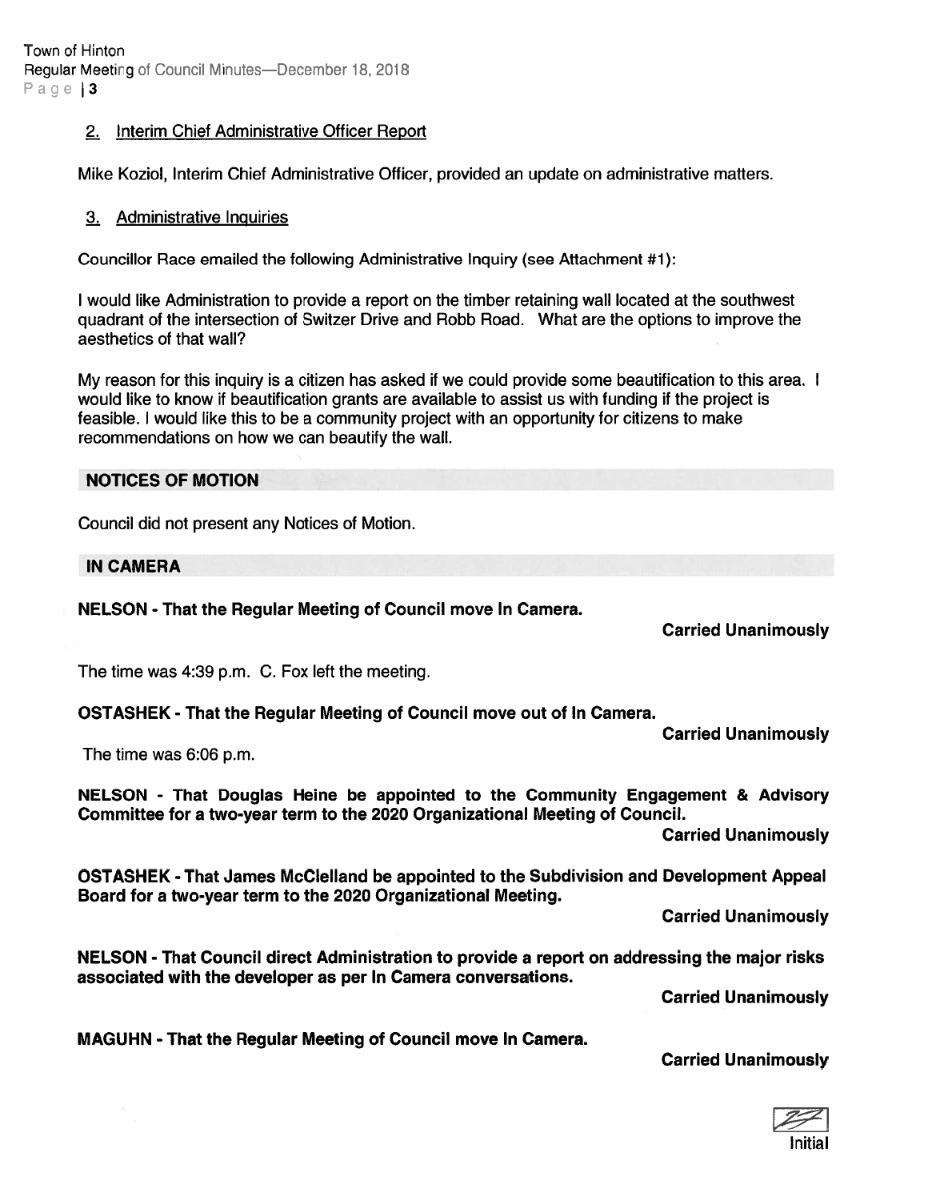2. Interim Chief Administrative Officer Report

Mike Koziol, Interim Chief Administrative Officer, provided an update on administrative matters.

3. Administrative Inquiries

Councillor Race emailed the following Administrative Inquiry (see Attachment #1):

I would like Administration to provide a report on the timber retaining wall located at the southwest quadrant of the intersection of Switzer Drive and Robb Road. What are the options to improve the aesthetics of that wall?

My reason for this inquiry is a citizen has asked if we could provide some beautification to this area. I would like to know if beautification grants are available to assist us with funding if the project is feasible. I would like this to be a community project with an opportunity for citizens to make recommendations on how we can beautify the wall.

## NOTICES OF MOTION

Council did not present any Notices of Motion.

## IN CAMERA

**NELSON - That the Regular Meeting of Council move In Camera.**

**Carried Unanimously**

The time was 4:39 p.m. C. Fox left the meeting.

**OSTASHEK - That the Regular Meeting of Council move out of In Camera.**

**Carried Unanimously**

The time was 6:06 p.m.

**NELSON - That Douglas Heine be appointed to the Community Engagement & Advisory Committee for a two-year term to the 2020 Organizational Meeting of Council.**

**Carried Unanimously**

**OSTASHEK - That James McClelland be appointed to the Subdivision and Development Appeal Board for a two-year term to the 2020 Organizational Meeting.**

**Carried Unanimously**

**NELSON - That Council direct Administration to provide a report on addressing the major risks associated with the developer as per In Camera conversations.**

**Carried Unanimously**

**MAGUHN - That the Regular Meeting of Council move In Camera.**

**Carried Unanimously**

Initial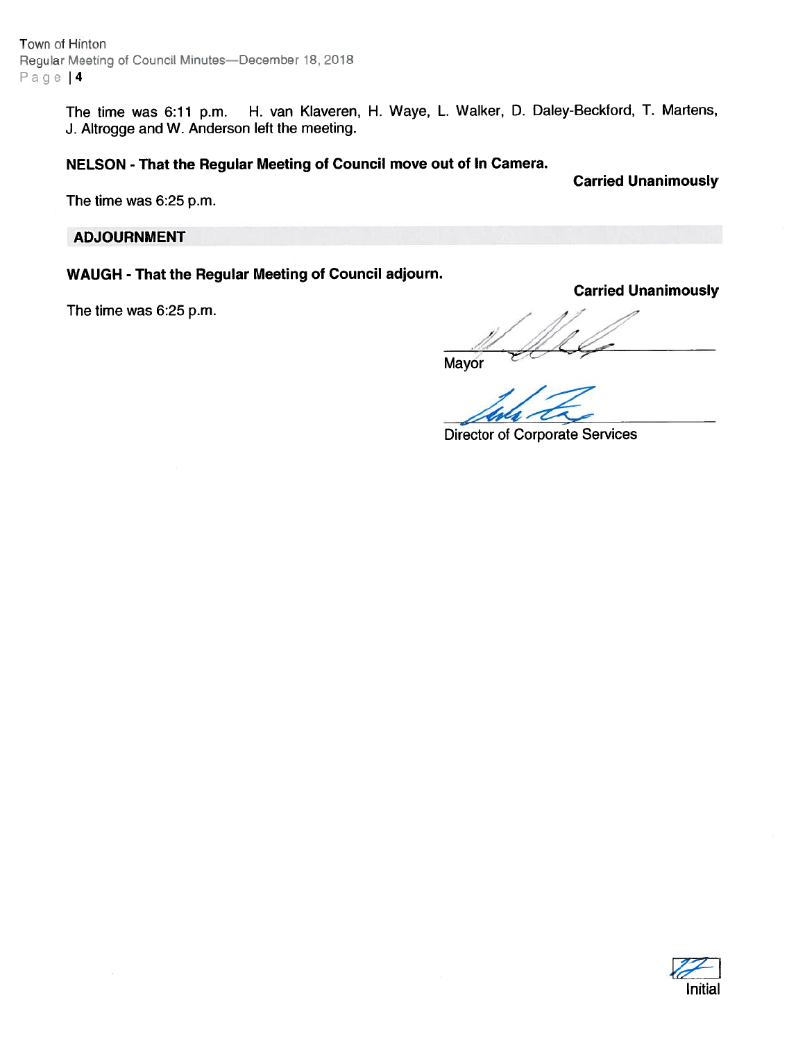The time was 6:11 p.m. H. van Klaveren, H. Waye, L. Walker, D. Daley-Beckford, T. Martens, J. Altrogge and W. Anderson left the meeting.

**NELSON - That the Regular Meeting of Council move out of In Camera.**

**Carried Unanimously**

The time was 6:25 p.m.

## ADJOURNMENT

**WAUGH - That the Regular Meeting of Council adjourn.**

**Carried Unanimously**

The time was 6:25 p.m.

Mayor

Director of Corporate Services

Initial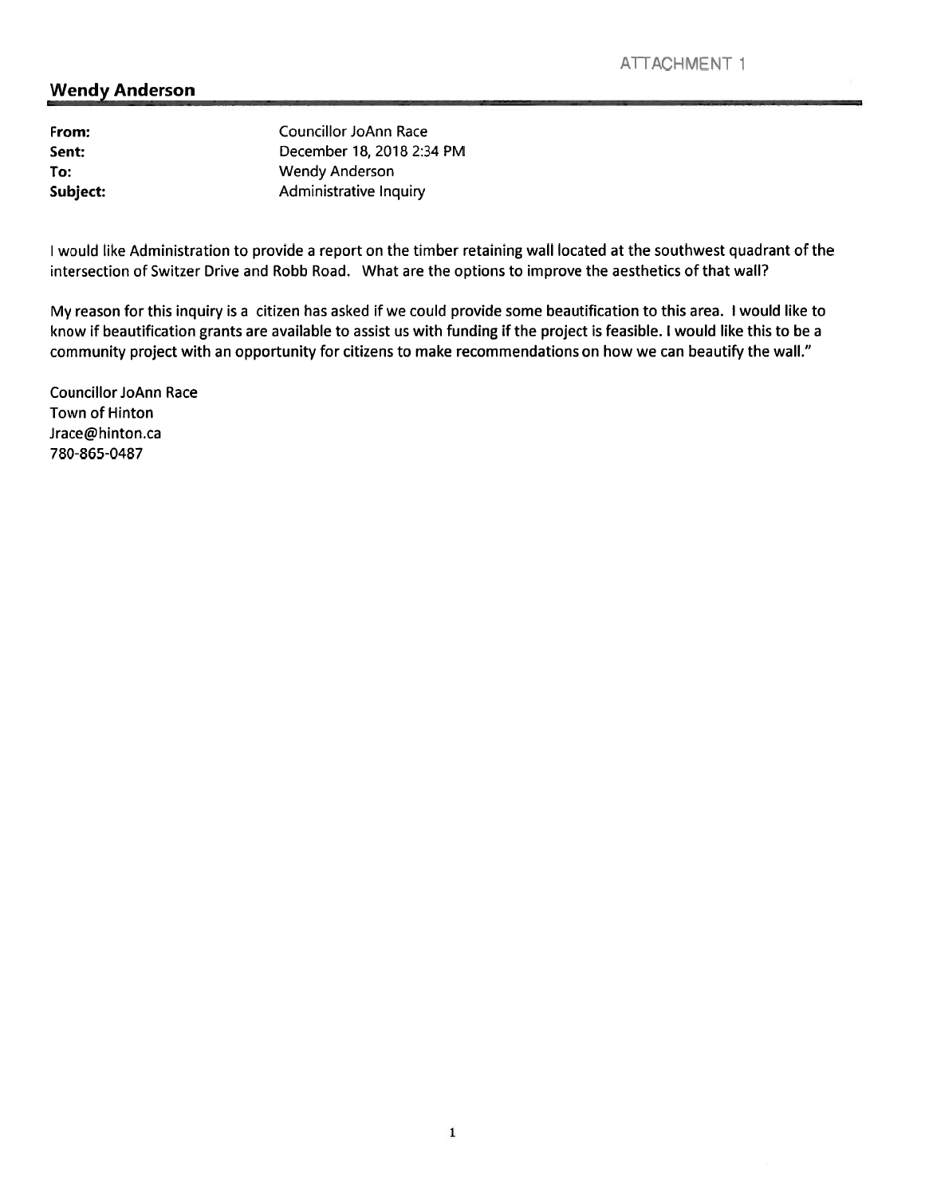ATTACHMENT 1

## Wendy Anderson

| | |
|---|---|
| **From:** | Councillor JoAnn Race |
| **Sent:** | December 18, 2018 2:34 PM |
| **To:** | Wendy Anderson |
| **Subject:** | Administrative Inquiry |

I would like Administration to provide a report on the timber retaining wall located at the southwest quadrant of the intersection of Switzer Drive and Robb Road. What are the options to improve the aesthetics of that wall?

My reason for this inquiry is a citizen has asked if we could provide some beautification to this area. I would like to know if beautification grants are available to assist us with funding if the project is feasible. I would like this to be a community project with an opportunity for citizens to make recommendations on how we can beautify the wall."

Councillor JoAnn Race
Town of Hinton
Jrace@hinton.ca
780-865-0487